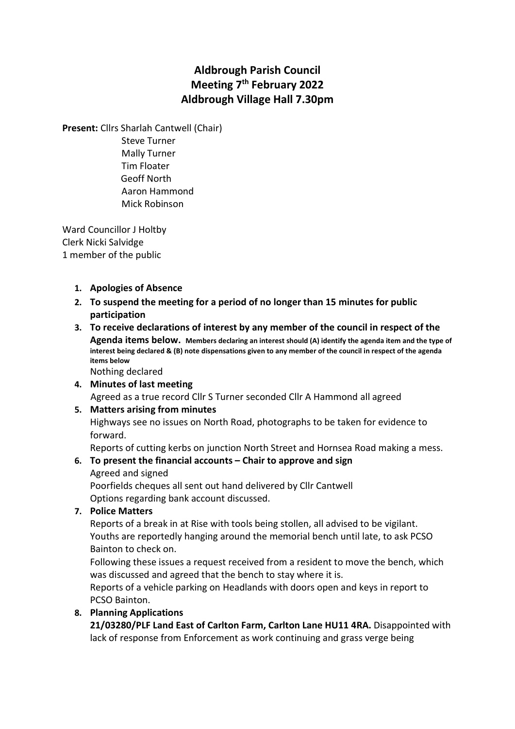# Aldbrough Parish Council
## Meeting 7th February 2022
## Aldbrough Village Hall 7.30pm

**Present:** Cllrs Sharlah Cantwell (Chair)
Steve Turner
Mally Turner
Tim Floater
Geoff North
Aaron Hammond
Mick Robinson

Ward Councillor J Holtby
Clerk Nicki Salvidge
1 member of the public

1. **Apologies of Absence**
2. **To suspend the meeting for a period of no longer than 15 minutes for public participation**
3. **To receive declarations of interest by any member of the council in respect of the Agenda items below.** **Members declaring an interest should (A) identify the agenda item and the type of interest being declared & (B) note dispensations given to any member of the council in respect of the agenda items below**
   Nothing declared
4. **Minutes of last meeting**
   Agreed as a true record Cllr S Turner seconded Cllr A Hammond all agreed
5. **Matters arising from minutes**
   Highways see no issues on North Road, photographs to be taken for evidence to forward.
   Reports of cutting kerbs on junction North Street and Hornsea Road making a mess.
6. **To present the financial accounts – Chair to approve and sign**
   Agreed and signed
   Poorfields cheques all sent out hand delivered by Cllr Cantwell
   Options regarding bank account discussed.
7. **Police Matters**
   Reports of a break in at Rise with tools being stollen, all advised to be vigilant.
   Youths are reportedly hanging around the memorial bench until late, to ask PCSO Bainton to check on.
   Following these issues a request received from a resident to move the bench, which was discussed and agreed that the bench to stay where it is.
   Reports of a vehicle parking on Headlands with doors open and keys in report to PCSO Bainton.
8. **Planning Applications**
   **21/03280/PLF Land East of Carlton Farm, Carlton Lane HU11 4RA.** Disappointed with lack of response from Enforcement as work continuing and grass verge being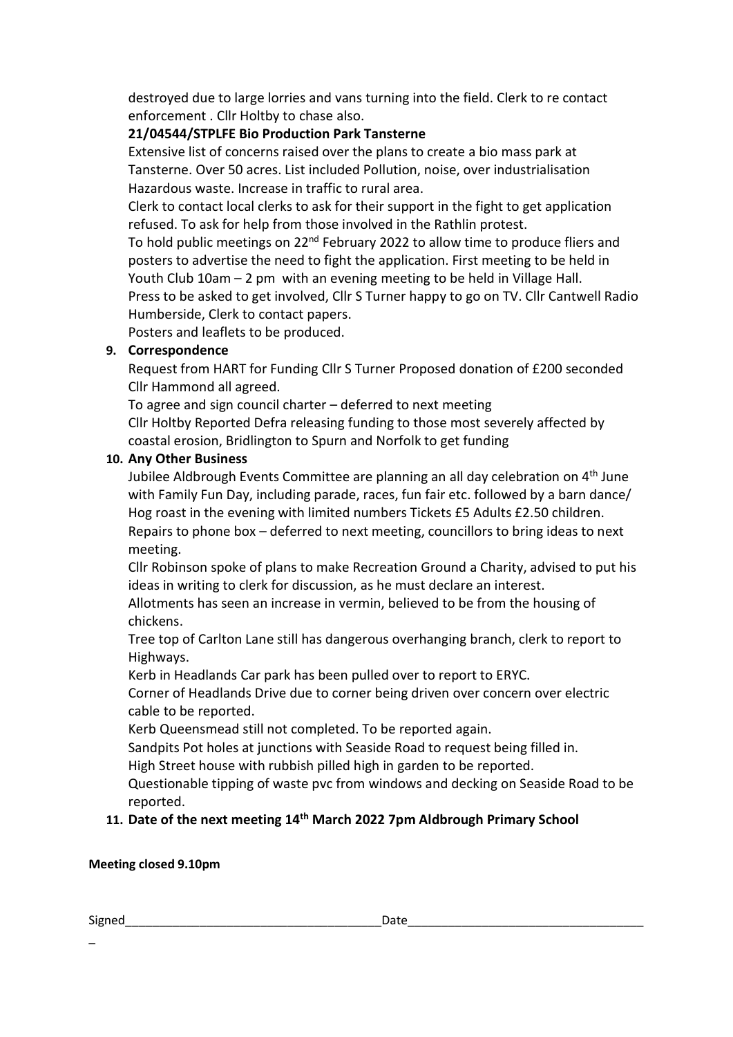destroyed due to large lorries and vans turning into the field. Clerk to re contact enforcement . Cllr Holtby to chase also.

**21/04544/STPLFE Bio Production Park Tansterne**

Extensive list of concerns raised over the plans to create a bio mass park at Tansterne. Over 50 acres. List included Pollution, noise, over industrialisation Hazardous waste. Increase in traffic to rural area.

Clerk to contact local clerks to ask for their support in the fight to get application refused. To ask for help from those involved in the Rathlin protest.

To hold public meetings on 22nd February 2022 to allow time to produce fliers and posters to advertise the need to fight the application. First meeting to be held in Youth Club 10am – 2 pm with an evening meeting to be held in Village Hall.

Press to be asked to get involved, Cllr S Turner happy to go on TV. Cllr Cantwell Radio Humberside, Clerk to contact papers.

Posters and leaflets to be produced.

9. **Correspondence**

   Request from HART for Funding Cllr S Turner Proposed donation of £200 seconded Cllr Hammond all agreed.

   To agree and sign council charter – deferred to next meeting

   Cllr Holtby Reported Defra releasing funding to those most severely affected by coastal erosion, Bridlington to Spurn and Norfolk to get funding

10. **Any Other Business**

    Jubilee Aldbrough Events Committee are planning an all day celebration on 4th June with Family Fun Day, including parade, races, fun fair etc. followed by a barn dance/ Hog roast in the evening with limited numbers Tickets £5 Adults £2.50 children.

    Repairs to phone box – deferred to next meeting, councillors to bring ideas to next meeting.

    Cllr Robinson spoke of plans to make Recreation Ground a Charity, advised to put his ideas in writing to clerk for discussion, as he must declare an interest.

    Allotments has seen an increase in vermin, believed to be from the housing of chickens.

    Tree top of Carlton Lane still has dangerous overhanging branch, clerk to report to Highways.

    Kerb in Headlands Car park has been pulled over to report to ERYC.

    Corner of Headlands Drive due to corner being driven over concern over electric cable to be reported.

    Kerb Queensmead still not completed. To be reported again.

    Sandpits Pot holes at junctions with Seaside Road to request being filled in.

    High Street house with rubbish pilled high in garden to be reported.

    Questionable tipping of waste pvc from windows and decking on Seaside Road to be reported.

11. **Date of the next meeting 14th March 2022 7pm Aldbrough Primary School**

**Meeting closed 9.10pm**

Signed_____________________________________Date__________________________________

_